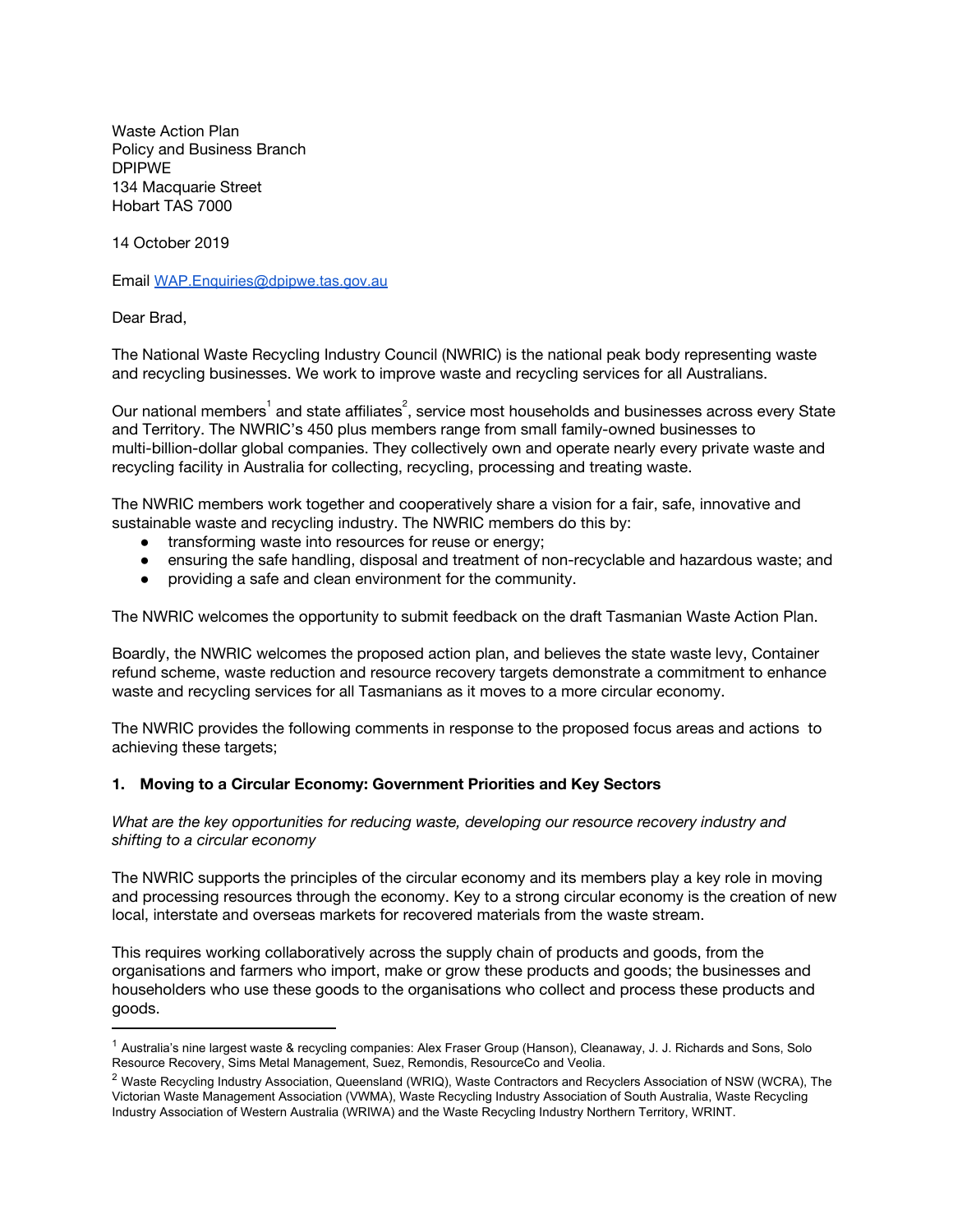Waste Action Plan
Policy and Business Branch
DPIPWE
134 Macquarie Street
Hobart TAS 7000

14 October 2019

Email WAP.Enquiries@dpipwe.tas.gov.au

Dear Brad,

The National Waste Recycling Industry Council (NWRIC) is the national peak body representing waste and recycling businesses. We work to improve waste and recycling services for all Australians.

Our national members[1] and state affiliates[2], service most households and businesses across every State and Territory. The NWRIC's 450 plus members range from small family-owned businesses to multi-billion-dollar global companies. They collectively own and operate nearly every private waste and recycling facility in Australia for collecting, recycling, processing and treating waste.

The NWRIC members work together and cooperatively share a vision for a fair, safe, innovative and sustainable waste and recycling industry. The NWRIC members do this by:

- transforming waste into resources for reuse or energy;
- ensuring the safe handling, disposal and treatment of non-recyclable and hazardous waste; and
- providing a safe and clean environment for the community.

The NWRIC welcomes the opportunity to submit feedback on the draft Tasmanian Waste Action Plan.

Boardly, the NWRIC welcomes the proposed action plan, and believes the state waste levy, Container refund scheme, waste reduction and resource recovery targets demonstrate a commitment to enhance waste and recycling services for all Tasmanians as it moves to a more circular economy.

The NWRIC provides the following comments in response to the proposed focus areas and actions to achieving these targets;

## 1. Moving to a Circular Economy: Government Priorities and Key Sectors

*What are the key opportunities for reducing waste, developing our resource recovery industry and shifting to a circular economy*

The NWRIC supports the principles of the circular economy and its members play a key role in moving and processing resources through the economy. Key to a strong circular economy is the creation of new local, interstate and overseas markets for recovered materials from the waste stream.

This requires working collaboratively across the supply chain of products and goods, from the organisations and farmers who import, make or grow these products and goods; the businesses and householders who use these goods to the organisations who collect and process these products and goods.

---

[1] Australia's nine largest waste & recycling companies: Alex Fraser Group (Hanson), Cleanaway, J. J. Richards and Sons, Solo Resource Recovery, Sims Metal Management, Suez, Remondis, ResourceCo and Veolia.

[2] Waste Recycling Industry Association, Queensland (WRIQ), Waste Contractors and Recyclers Association of NSW (WCRA), The Victorian Waste Management Association (VWMA), Waste Recycling Industry Association of South Australia, Waste Recycling Industry Association of Western Australia (WRIWA) and the Waste Recycling Industry Northern Territory, WRINT.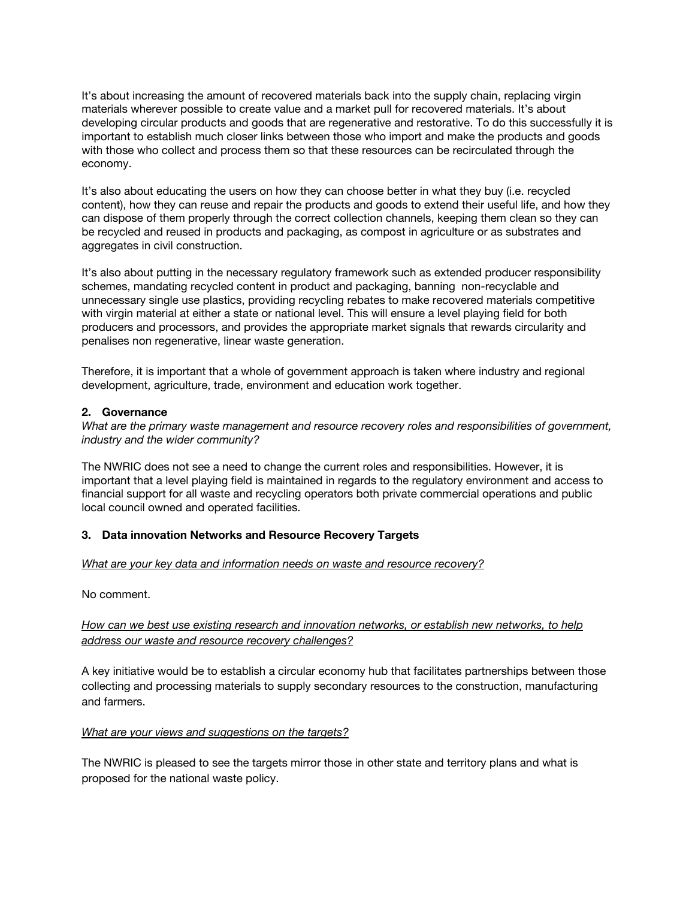It's about increasing the amount of recovered materials back into the supply chain, replacing virgin materials wherever possible to create value and a market pull for recovered materials. It's about developing circular products and goods that are regenerative and restorative. To do this successfully it is important to establish much closer links between those who import and make the products and goods with those who collect and process them so that these resources can be recirculated through the economy.

It's also about educating the users on how they can choose better in what they buy (i.e. recycled content), how they can reuse and repair the products and goods to extend their useful life, and how they can dispose of them properly through the correct collection channels, keeping them clean so they can be recycled and reused in products and packaging, as compost in agriculture or as substrates and aggregates in civil construction.

It's also about putting in the necessary regulatory framework such as extended producer responsibility schemes, mandating recycled content in product and packaging, banning non-recyclable and unnecessary single use plastics, providing recycling rebates to make recovered materials competitive with virgin material at either a state or national level. This will ensure a level playing field for both producers and processors, and provides the appropriate market signals that rewards circularity and penalises non regenerative, linear waste generation.

Therefore, it is important that a whole of government approach is taken where industry and regional development, agriculture, trade, environment and education work together.

**2. Governance**

*What are the primary waste management and resource recovery roles and responsibilities of government, industry and the wider community?*

The NWRIC does not see a need to change the current roles and responsibilities. However, it is important that a level playing field is maintained in regards to the regulatory environment and access to financial support for all waste and recycling operators both private commercial operations and public local council owned and operated facilities.

**3. Data innovation Networks and Resource Recovery Targets**

*What are your key data and information needs on waste and resource recovery?*

No comment.

*How can we best use existing research and innovation networks, or establish new networks, to help address our waste and resource recovery challenges?*

A key initiative would be to establish a circular economy hub that facilitates partnerships between those collecting and processing materials to supply secondary resources to the construction, manufacturing and farmers.

*What are your views and suggestions on the targets?*

The NWRIC is pleased to see the targets mirror those in other state and territory plans and what is proposed for the national waste policy.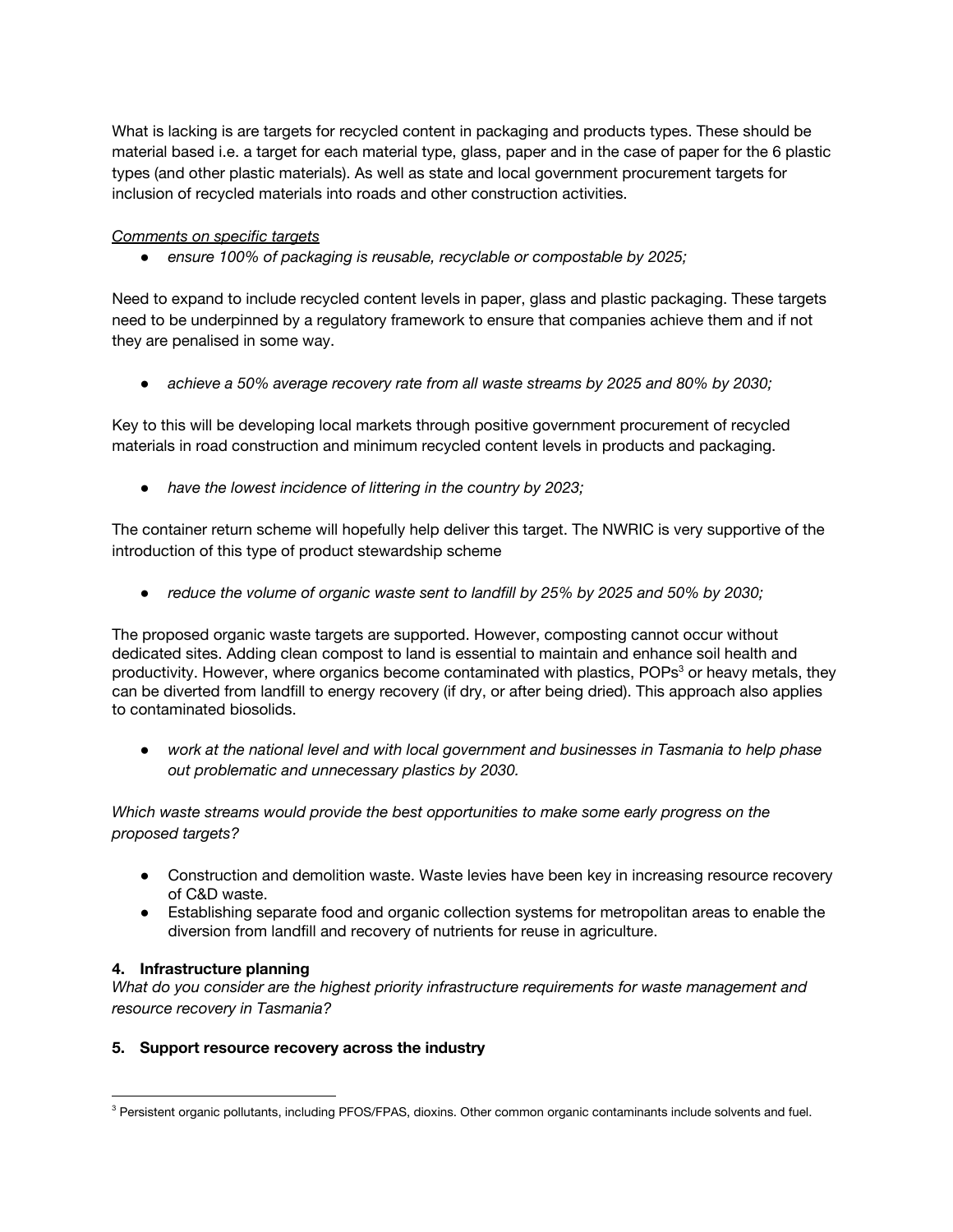What is lacking is are targets for recycled content in packaging and products types. These should be material based i.e. a target for each material type, glass, paper and in the case of paper for the 6 plastic types (and other plastic materials). As well as state and local government procurement targets for inclusion of recycled materials into roads and other construction activities.

<u>*Comments on specific targets*</u>

- *ensure 100% of packaging is reusable, recyclable or compostable by 2025;*

Need to expand to include recycled content levels in paper, glass and plastic packaging. These targets need to be underpinned by a regulatory framework to ensure that companies achieve them and if not they are penalised in some way.

- *achieve a 50% average recovery rate from all waste streams by 2025 and 80% by 2030;*

Key to this will be developing local markets through positive government procurement of recycled materials in road construction and minimum recycled content levels in products and packaging.

- *have the lowest incidence of littering in the country by 2023;*

The container return scheme will hopefully help deliver this target. The NWRIC is very supportive of the introduction of this type of product stewardship scheme

- *reduce the volume of organic waste sent to landfill by 25% by 2025 and 50% by 2030;*

The proposed organic waste targets are supported. However, composting cannot occur without dedicated sites. Adding clean compost to land is essential to maintain and enhance soil health and productivity. However, where organics become contaminated with plastics, POPs[3] or heavy metals, they can be diverted from landfill to energy recovery (if dry, or after being dried). This approach also applies to contaminated biosolids.

- *work at the national level and with local government and businesses in Tasmania to help phase out problematic and unnecessary plastics by 2030.*

*Which waste streams would provide the best opportunities to make some early progress on the proposed targets?*

- Construction and demolition waste. Waste levies have been key in increasing resource recovery of C&D waste.
- Establishing separate food and organic collection systems for metropolitan areas to enable the diversion from landfill and recovery of nutrients for reuse in agriculture.

**4. Infrastructure planning**

*What do you consider are the highest priority infrastructure requirements for waste management and resource recovery in Tasmania?*

**5. Support resource recovery across the industry**

---

[3] Persistent organic pollutants, including PFOS/FPAS, dioxins. Other common organic contaminants include solvents and fuel.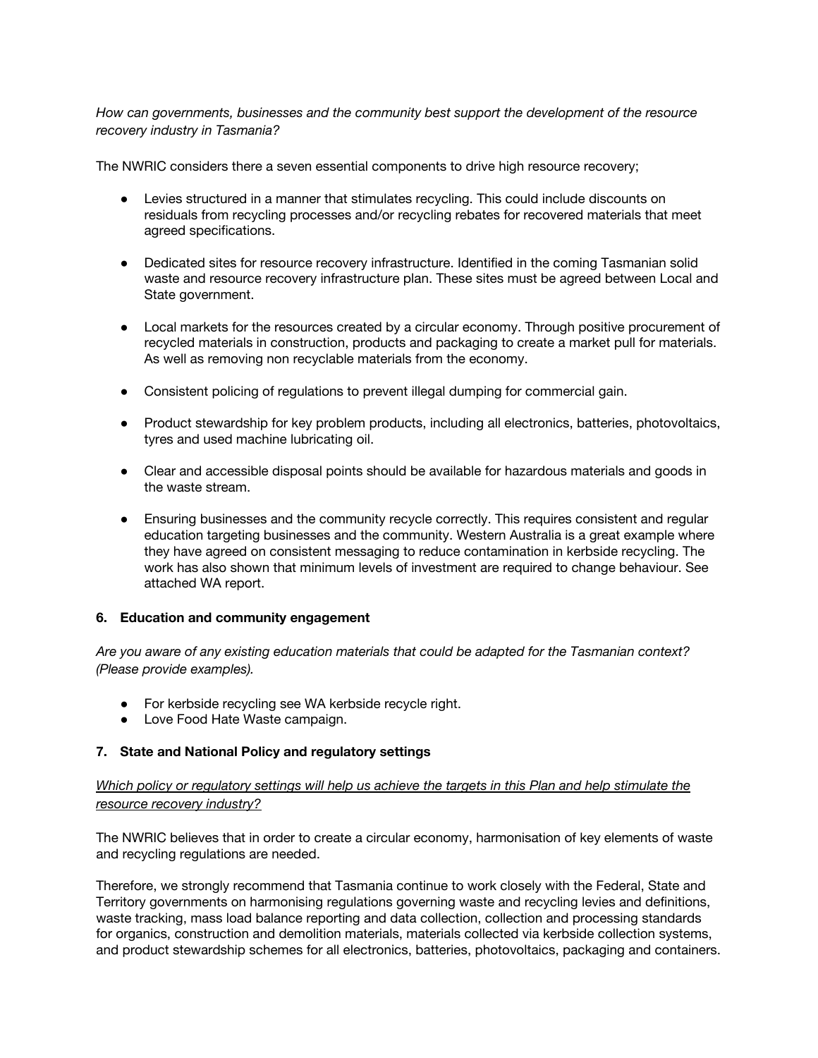*How can governments, businesses and the community best support the development of the resource recovery industry in Tasmania?*

The NWRIC considers there a seven essential components to drive high resource recovery;

- Levies structured in a manner that stimulates recycling. This could include discounts on residuals from recycling processes and/or recycling rebates for recovered materials that meet agreed specifications.

- Dedicated sites for resource recovery infrastructure. Identified in the coming Tasmanian solid waste and resource recovery infrastructure plan. These sites must be agreed between Local and State government.

- Local markets for the resources created by a circular economy. Through positive procurement of recycled materials in construction, products and packaging to create a market pull for materials. As well as removing non recyclable materials from the economy.

- Consistent policing of regulations to prevent illegal dumping for commercial gain.

- Product stewardship for key problem products, including all electronics, batteries, photovoltaics, tyres and used machine lubricating oil.

- Clear and accessible disposal points should be available for hazardous materials and goods in the waste stream.

- Ensuring businesses and the community recycle correctly. This requires consistent and regular education targeting businesses and the community. Western Australia is a great example where they have agreed on consistent messaging to reduce contamination in kerbside recycling. The work has also shown that minimum levels of investment are required to change behaviour. See attached WA report.

## 6. Education and community engagement

*Are you aware of any existing education materials that could be adapted for the Tasmanian context? (Please provide examples).*

- For kerbside recycling see WA kerbside recycle right.
- Love Food Hate Waste campaign.

## 7. State and National Policy and regulatory settings

*Which policy or regulatory settings will help us achieve the targets in this Plan and help stimulate the resource recovery industry?*

The NWRIC believes that in order to create a circular economy, harmonisation of key elements of waste and recycling regulations are needed.

Therefore, we strongly recommend that Tasmania continue to work closely with the Federal, State and Territory governments on harmonising regulations governing waste and recycling levies and definitions, waste tracking, mass load balance reporting and data collection, collection and processing standards for organics, construction and demolition materials, materials collected via kerbside collection systems, and product stewardship schemes for all electronics, batteries, photovoltaics, packaging and containers.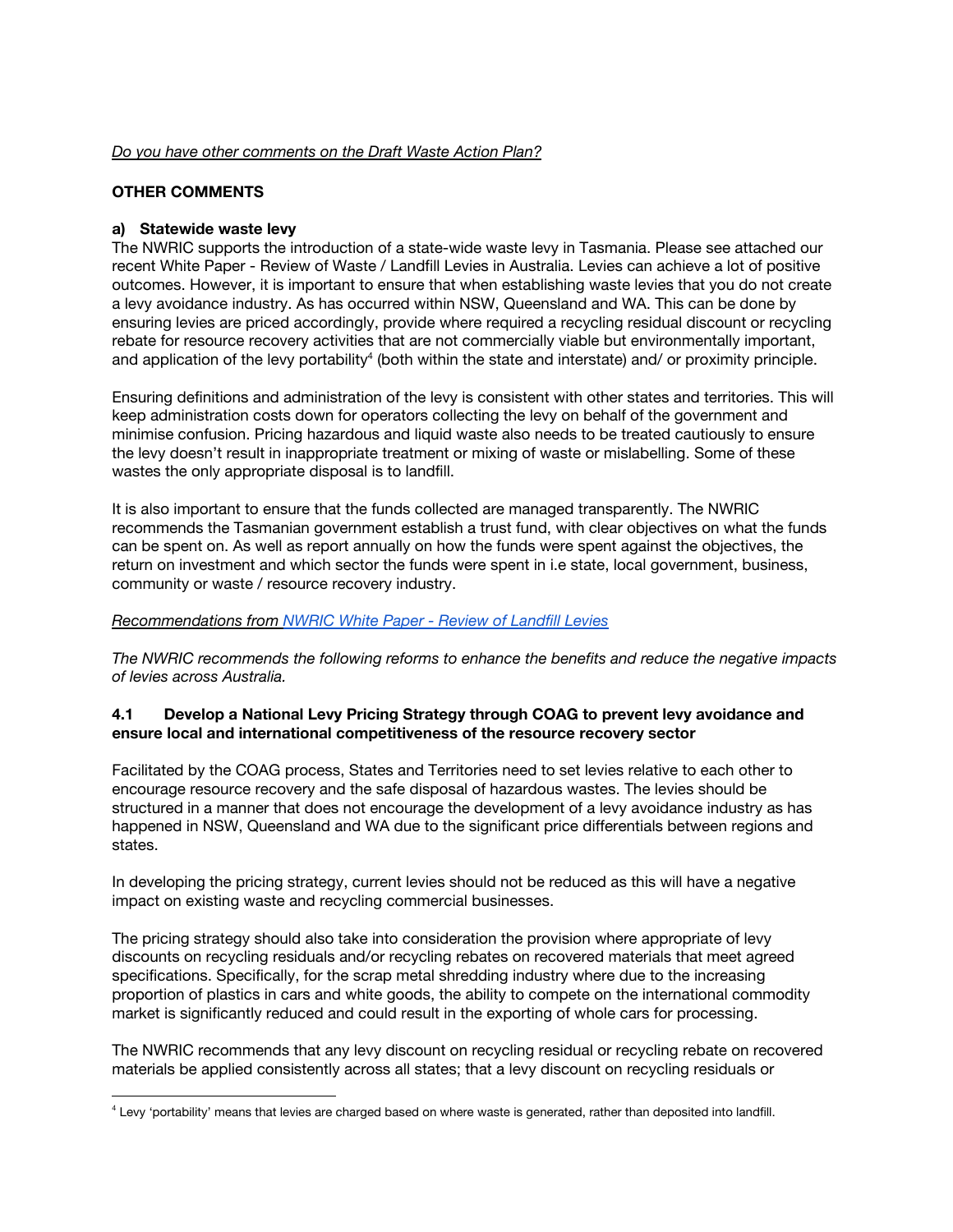*Do you have other comments on the Draft Waste Action Plan?*

**OTHER COMMENTS**

**a) Statewide waste levy**

The NWRIC supports the introduction of a state-wide waste levy in Tasmania. Please see attached our recent White Paper - Review of Waste / Landfill Levies in Australia. Levies can achieve a lot of positive outcomes. However, it is important to ensure that when establishing waste levies that you do not create a levy avoidance industry. As has occurred within NSW, Queensland and WA. This can be done by ensuring levies are priced accordingly, provide where required a recycling residual discount or recycling rebate for resource recovery activities that are not commercially viable but environmentally important, and application of the levy portability[4] (both within the state and interstate) and/ or proximity principle.

Ensuring definitions and administration of the levy is consistent with other states and territories. This will keep administration costs down for operators collecting the levy on behalf of the government and minimise confusion. Pricing hazardous and liquid waste also needs to be treated cautiously to ensure the levy doesn't result in inappropriate treatment or mixing of waste or mislabelling. Some of these wastes the only appropriate disposal is to landfill.

It is also important to ensure that the funds collected are managed transparently. The NWRIC recommends the Tasmanian government establish a trust fund, with clear objectives on what the funds can be spent on. As well as report annually on how the funds were spent against the objectives, the return on investment and which sector the funds were spent in i.e state, local government, business, community or waste / resource recovery industry.

*Recommendations from NWRIC White Paper - Review of Landfill Levies*

*The NWRIC recommends the following reforms to enhance the benefits and reduce the negative impacts of levies across Australia.*

**4.1 Develop a National Levy Pricing Strategy through COAG to prevent levy avoidance and ensure local and international competitiveness of the resource recovery sector**

Facilitated by the COAG process, States and Territories need to set levies relative to each other to encourage resource recovery and the safe disposal of hazardous wastes. The levies should be structured in a manner that does not encourage the development of a levy avoidance industry as has happened in NSW, Queensland and WA due to the significant price differentials between regions and states.

In developing the pricing strategy, current levies should not be reduced as this will have a negative impact on existing waste and recycling commercial businesses.

The pricing strategy should also take into consideration the provision where appropriate of levy discounts on recycling residuals and/or recycling rebates on recovered materials that meet agreed specifications. Specifically, for the scrap metal shredding industry where due to the increasing proportion of plastics in cars and white goods, the ability to compete on the international commodity market is significantly reduced and could result in the exporting of whole cars for processing.

The NWRIC recommends that any levy discount on recycling residual or recycling rebate on recovered materials be applied consistently across all states; that a levy discount on recycling residuals or

[4] Levy 'portability' means that levies are charged based on where waste is generated, rather than deposited into landfill.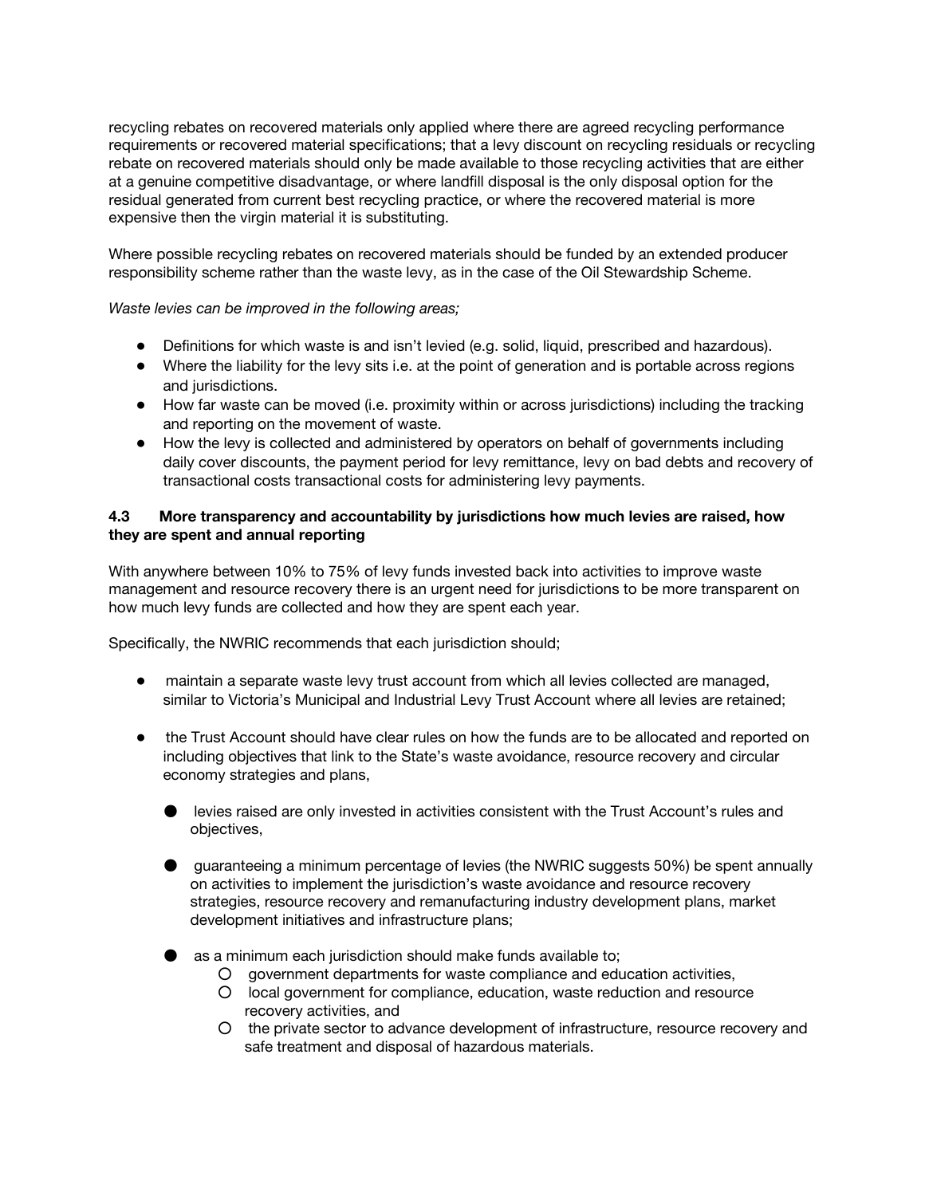recycling rebates on recovered materials only applied where there are agreed recycling performance requirements or recovered material specifications; that a levy discount on recycling residuals or recycling rebate on recovered materials should only be made available to those recycling activities that are either at a genuine competitive disadvantage, or where landfill disposal is the only disposal option for the residual generated from current best recycling practice, or where the recovered material is more expensive then the virgin material it is substituting.

Where possible recycling rebates on recovered materials should be funded by an extended producer responsibility scheme rather than the waste levy, as in the case of the Oil Stewardship Scheme.

*Waste levies can be improved in the following areas;*

- Definitions for which waste is and isn't levied (e.g. solid, liquid, prescribed and hazardous).
- Where the liability for the levy sits i.e. at the point of generation and is portable across regions and jurisdictions.
- How far waste can be moved (i.e. proximity within or across jurisdictions) including the tracking and reporting on the movement of waste.
- How the levy is collected and administered by operators on behalf of governments including daily cover discounts, the payment period for levy remittance, levy on bad debts and recovery of transactional costs transactional costs for administering levy payments.

### 4.3 More transparency and accountability by jurisdictions how much levies are raised, how they are spent and annual reporting

With anywhere between 10% to 75% of levy funds invested back into activities to improve waste management and resource recovery there is an urgent need for jurisdictions to be more transparent on how much levy funds are collected and how they are spent each year.

Specifically, the NWRIC recommends that each jurisdiction should;

- maintain a separate waste levy trust account from which all levies collected are managed, similar to Victoria's Municipal and Industrial Levy Trust Account where all levies are retained;
- the Trust Account should have clear rules on how the funds are to be allocated and reported on including objectives that link to the State's waste avoidance, resource recovery and circular economy strategies and plans,
  - levies raised are only invested in activities consistent with the Trust Account's rules and objectives,
  - guaranteeing a minimum percentage of levies (the NWRIC suggests 50%) be spent annually on activities to implement the jurisdiction's waste avoidance and resource recovery strategies, resource recovery and remanufacturing industry development plans, market development initiatives and infrastructure plans;
  - as a minimum each jurisdiction should make funds available to;
    - government departments for waste compliance and education activities,
    - local government for compliance, education, waste reduction and resource recovery activities, and
    - the private sector to advance development of infrastructure, resource recovery and safe treatment and disposal of hazardous materials.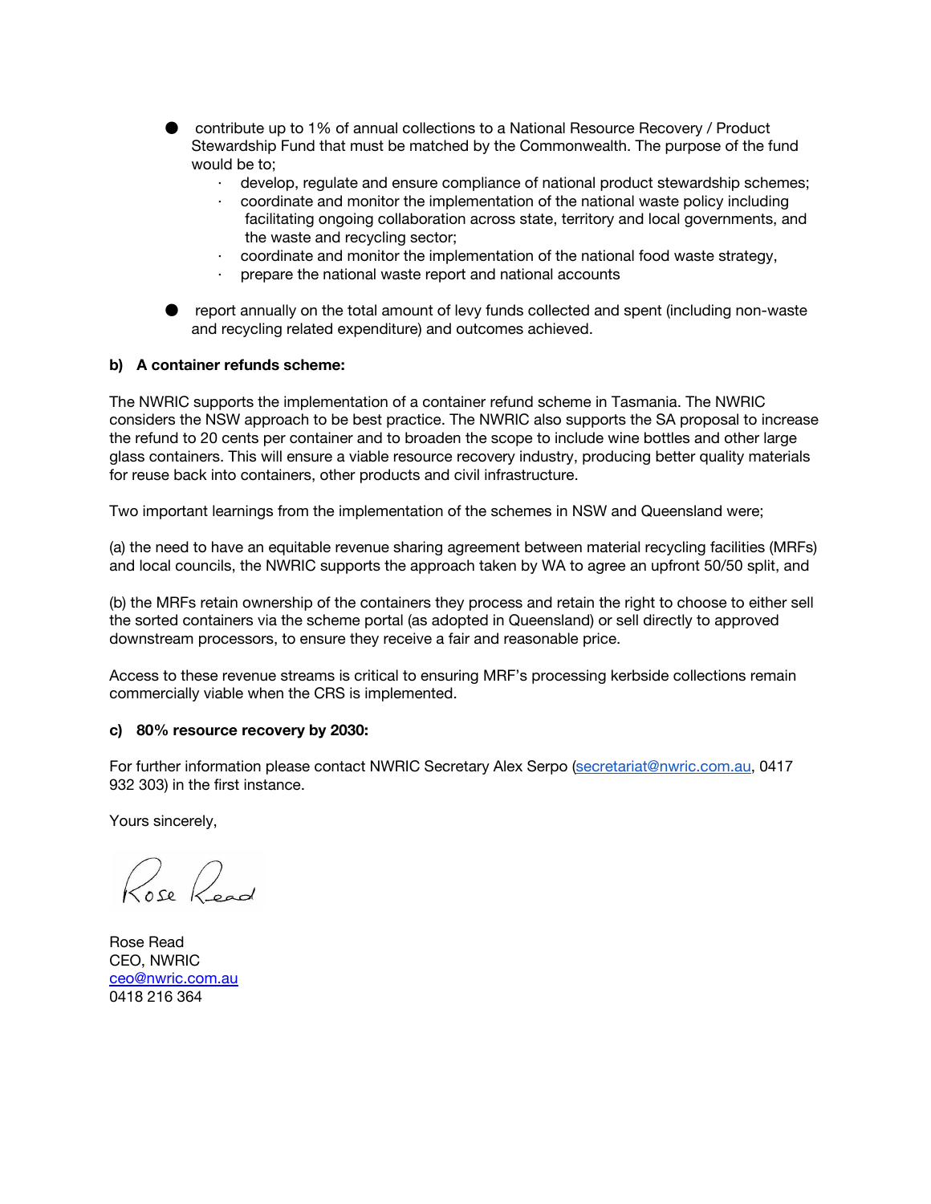- contribute up to 1% of annual collections to a National Resource Recovery / Product Stewardship Fund that must be matched by the Commonwealth. The purpose of the fund would be to;
  - develop, regulate and ensure compliance of national product stewardship schemes;
  - coordinate and monitor the implementation of the national waste policy including facilitating ongoing collaboration across state, territory and local governments, and the waste and recycling sector;
  - coordinate and monitor the implementation of the national food waste strategy,
  - prepare the national waste report and national accounts

- report annually on the total amount of levy funds collected and spent (including non-waste and recycling related expenditure) and outcomes achieved.

**b) A container refunds scheme:**

The NWRIC supports the implementation of a container refund scheme in Tasmania. The NWRIC considers the NSW approach to be best practice. The NWRIC also supports the SA proposal to increase the refund to 20 cents per container and to broaden the scope to include wine bottles and other large glass containers. This will ensure a viable resource recovery industry, producing better quality materials for reuse back into containers, other products and civil infrastructure.

Two important learnings from the implementation of the schemes in NSW and Queensland were;

(a) the need to have an equitable revenue sharing agreement between material recycling facilities (MRFs) and local councils, the NWRIC supports the approach taken by WA to agree an upfront 50/50 split, and

(b) the MRFs retain ownership of the containers they process and retain the right to choose to either sell the sorted containers via the scheme portal (as adopted in Queensland) or sell directly to approved downstream processors, to ensure they receive a fair and reasonable price.

Access to these revenue streams is critical to ensuring MRF's processing kerbside collections remain commercially viable when the CRS is implemented.

**c) 80% resource recovery by 2030:**

For further information please contact NWRIC Secretary Alex Serpo (secretariat@nwric.com.au, 0417 932 303) in the first instance.

Yours sincerely,

Rose Read

Rose Read
CEO, NWRIC
ceo@nwric.com.au
0418 216 364